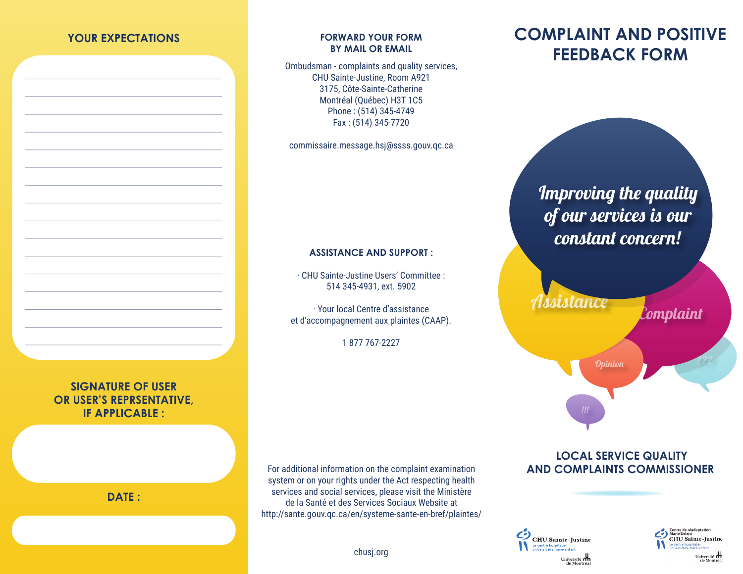## YOUR EXPECTATIONS

______________________________________________

______________________________________________

______________________________________________

______________________________________________

______________________________________________

______________________________________________

______________________________________________

______________________________________________

______________________________________________

______________________________________________

______________________________________________

______________________________________________

______________________________________________

______________________________________________

______________________________________________

## SIGNATURE OF USER OR USER'S REPRSENTATIVE, IF APPLICABLE :

## DATE :

### FORWARD YOUR FORM BY MAIL OR EMAIL

Ombudsman - complaints and quality services,
CHU Sainte-Justine, Room A921
3175, Côte-Sainte-Catherine
Montréal (Québec) H3T 1C5
Phone : (514) 345-4749
Fax : (514) 345-7720

commissaire.message.hsj@ssss.gouv.qc.ca

### ASSISTANCE AND SUPPORT :

· CHU Sainte-Justine Users' Committee :
514 345-4931, ext. 5902

· Your local Centre d'assistance
et d'accompagnement aux plaintes (CAAP).

1 877 767-2227

For additional information on the complaint examination system or on your rights under the Act respecting health services and social services, please visit the Ministère de la Santé et des Services Sociaux Website at http://sante.gouv.qc.ca/en/systeme-sante-en-bref/plaintes/

chusj.org

# COMPLAINT AND POSITIVE FEEDBACK FORM

*Improving the quality of our services is our constant concern!*

Assistance

Complaint

Opinion

???

!!!

## LOCAL SERVICE QUALITY AND COMPLAINTS COMMISSIONER

CHU Sainte-Justine
Le centre hospitalier universitaire mère-enfant
Université de Montréal

Centre de réadaptation Marie Enfant
CHU Sainte-Justine
Le centre hospitalier universitaire mère-enfant
Université de Montréal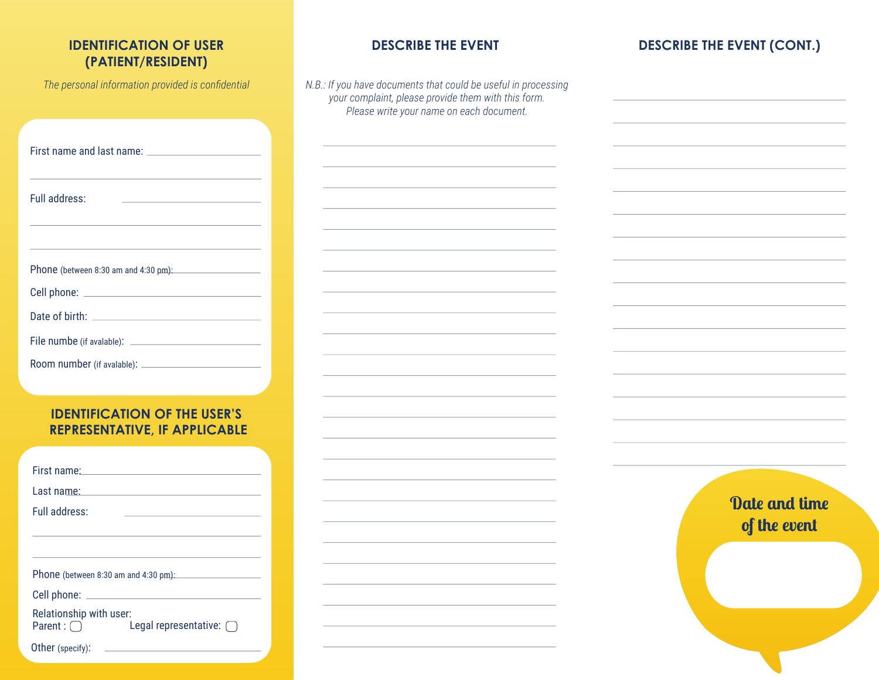## IDENTIFICATION OF USER (PATIENT/RESIDENT)

*The personal information provided is confidential*

First and last name: ______________________

______________________

Full address: ______________________

______________________

______________________

Phone (between 8:30 am and 4:30 pm): ______________________

Cell phone: ______________________

Date of birth: ______________________

File numbe (if avalable): ______________________

Room number (if avalable): ______________________

## IDENTIFICATION OF THE USER'S REPRESENTATIVE, IF APPLICABLE

First name: ______________________

Last name: ______________________

Full address: ______________________

______________________

______________________

Phone (between 8:30 am and 4:30 pm): ______________________

Cell phone: ______________________

Relationship with user:

Parent : ☐ Legal representative: ☐

Other (specify): ______________________

## DESCRIBE THE EVENT

*N.B.: If you have documents that could be useful in processing your complaint, please provide them with this form. Please write your name on each document.*

______________________

## DESCRIBE THE EVENT (CONT.)

______________________

Date and time of the event

______________________